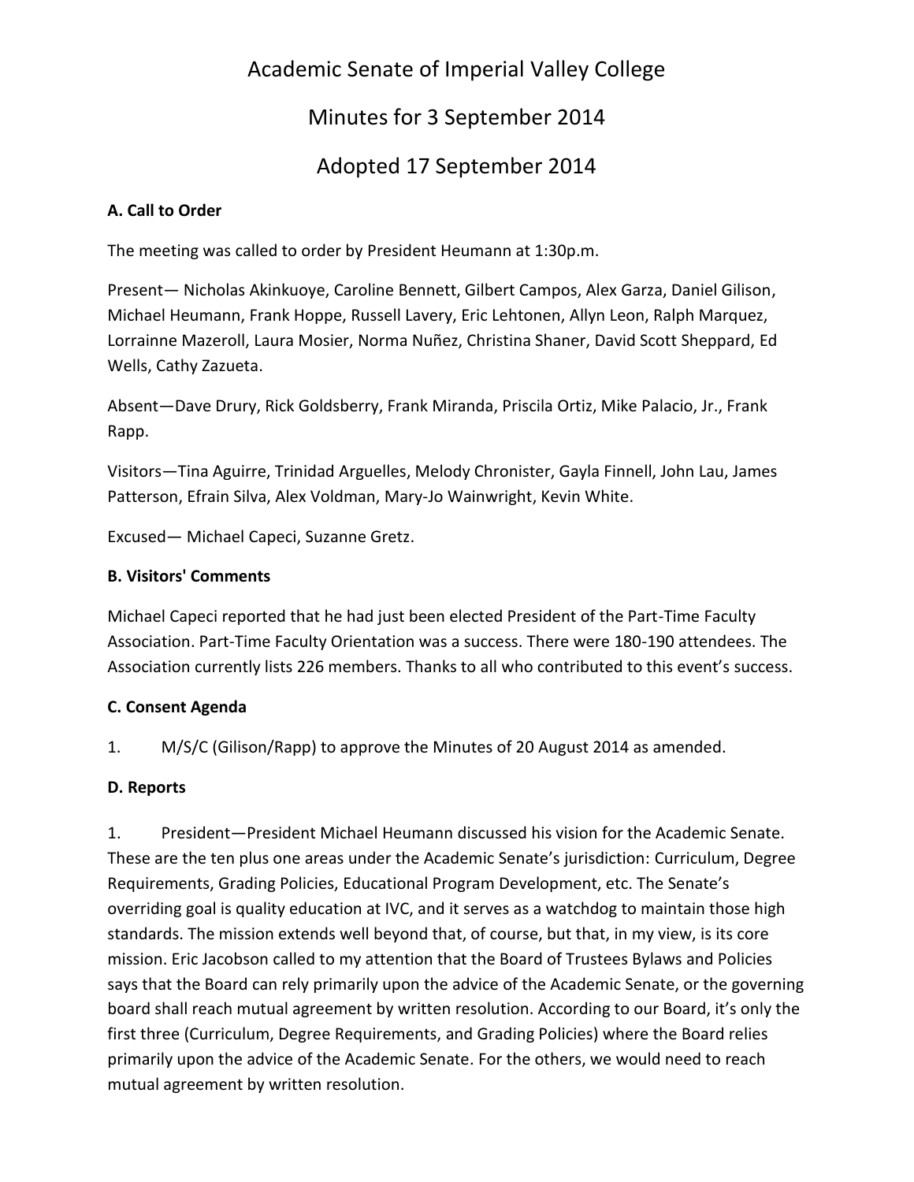# Academic Senate of Imperial Valley College

## Minutes for 3 September 2014

## Adopted 17 September 2014

**A. Call to Order**

The meeting was called to order by President Heumann at 1:30p.m.

Present— Nicholas Akinkuoye, Caroline Bennett, Gilbert Campos, Alex Garza, Daniel Gilison, Michael Heumann, Frank Hoppe, Russell Lavery, Eric Lehtonen, Allyn Leon, Ralph Marquez, Lorrainne Mazeroll, Laura Mosier, Norma Nuñez, Christina Shaner, David Scott Sheppard, Ed Wells, Cathy Zazueta.

Absent—Dave Drury, Rick Goldsberry, Frank Miranda, Priscila Ortiz, Mike Palacio, Jr., Frank Rapp.

Visitors—Tina Aguirre, Trinidad Arguelles, Melody Chronister, Gayla Finnell, John Lau, James Patterson, Efrain Silva, Alex Voldman, Mary-Jo Wainwright, Kevin White.

Excused— Michael Capeci, Suzanne Gretz.

**B. Visitors' Comments**

Michael Capeci reported that he had just been elected President of the Part-Time Faculty Association. Part-Time Faculty Orientation was a success. There were 180-190 attendees. The Association currently lists 226 members. Thanks to all who contributed to this event's success.

**C. Consent Agenda**

1. M/S/C (Gilison/Rapp) to approve the Minutes of 20 August 2014 as amended.

**D. Reports**

1. President—President Michael Heumann discussed his vision for the Academic Senate. These are the ten plus one areas under the Academic Senate's jurisdiction: Curriculum, Degree Requirements, Grading Policies, Educational Program Development, etc. The Senate's overriding goal is quality education at IVC, and it serves as a watchdog to maintain those high standards. The mission extends well beyond that, of course, but that, in my view, is its core mission. Eric Jacobson called to my attention that the Board of Trustees Bylaws and Policies says that the Board can rely primarily upon the advice of the Academic Senate, or the governing board shall reach mutual agreement by written resolution. According to our Board, it's only the first three (Curriculum, Degree Requirements, and Grading Policies) where the Board relies primarily upon the advice of the Academic Senate. For the others, we would need to reach mutual agreement by written resolution.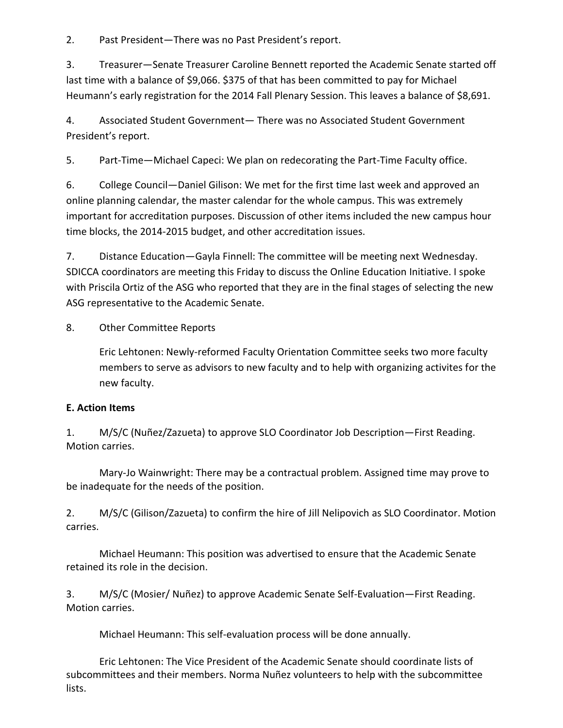2. Past President—There was no Past President's report.

3. Treasurer—Senate Treasurer Caroline Bennett reported the Academic Senate started off last time with a balance of $9,066. $375 of that has been committed to pay for Michael Heumann's early registration for the 2014 Fall Plenary Session. This leaves a balance of $8,691.

4. Associated Student Government— There was no Associated Student Government President's report.

5. Part-Time—Michael Capeci: We plan on redecorating the Part-Time Faculty office.

6. College Council—Daniel Gilison: We met for the first time last week and approved an online planning calendar, the master calendar for the whole campus. This was extremely important for accreditation purposes. Discussion of other items included the new campus hour time blocks, the 2014-2015 budget, and other accreditation issues.

7. Distance Education—Gayla Finnell: The committee will be meeting next Wednesday. SDICCA coordinators are meeting this Friday to discuss the Online Education Initiative. I spoke with Priscila Ortiz of the ASG who reported that they are in the final stages of selecting the new ASG representative to the Academic Senate.

8. Other Committee Reports

    Eric Lehtonen: Newly-reformed Faculty Orientation Committee seeks two more faculty members to serve as advisors to new faculty and to help with organizing activites for the new faculty.

**E. Action Items**

1. M/S/C (Nuñez/Zazueta) to approve SLO Coordinator Job Description—First Reading. Motion carries.

    Mary-Jo Wainwright: There may be a contractual problem. Assigned time may prove to be inadequate for the needs of the position.

2. M/S/C (Gilison/Zazueta) to confirm the hire of Jill Nelipovich as SLO Coordinator. Motion carries.

    Michael Heumann: This position was advertised to ensure that the Academic Senate retained its role in the decision.

3. M/S/C (Mosier/ Nuñez) to approve Academic Senate Self-Evaluation—First Reading. Motion carries.

    Michael Heumann: This self-evaluation process will be done annually.

    Eric Lehtonen: The Vice President of the Academic Senate should coordinate lists of subcommittees and their members. Norma Nuñez volunteers to help with the subcommittee lists.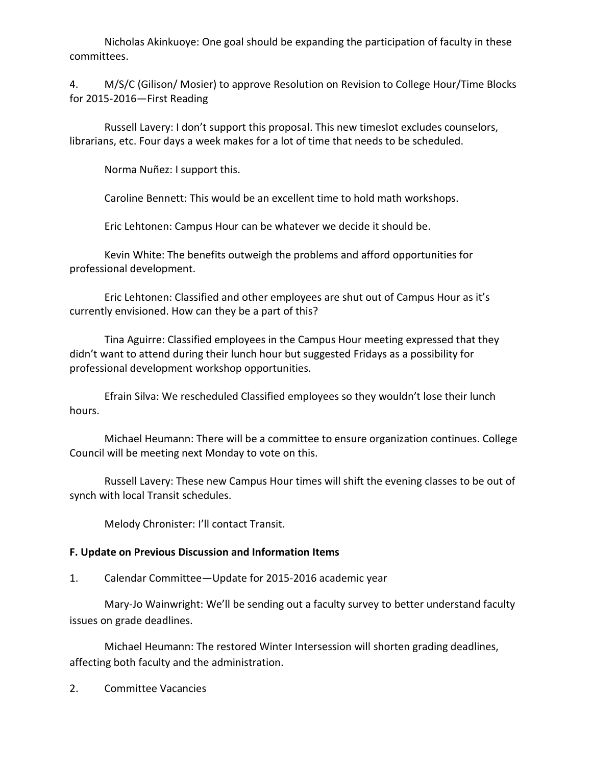Nicholas Akinkuoye: One goal should be expanding the participation of faculty in these committees.

4. M/S/C (Gilison/ Mosier) to approve Resolution on Revision to College Hour/Time Blocks for 2015-2016—First Reading

Russell Lavery: I don't support this proposal. This new timeslot excludes counselors, librarians, etc. Four days a week makes for a lot of time that needs to be scheduled.

Norma Nuñez: I support this.

Caroline Bennett: This would be an excellent time to hold math workshops.

Eric Lehtonen: Campus Hour can be whatever we decide it should be.

Kevin White: The benefits outweigh the problems and afford opportunities for professional development.

Eric Lehtonen: Classified and other employees are shut out of Campus Hour as it's currently envisioned. How can they be a part of this?

Tina Aguirre: Classified employees in the Campus Hour meeting expressed that they didn't want to attend during their lunch hour but suggested Fridays as a possibility for professional development workshop opportunities.

Efrain Silva: We rescheduled Classified employees so they wouldn't lose their lunch hours.

Michael Heumann: There will be a committee to ensure organization continues. College Council will be meeting next Monday to vote on this.

Russell Lavery: These new Campus Hour times will shift the evening classes to be out of synch with local Transit schedules.

Melody Chronister: I'll contact Transit.

**F. Update on Previous Discussion and Information Items**

1. Calendar Committee—Update for 2015-2016 academic year

Mary-Jo Wainwright: We'll be sending out a faculty survey to better understand faculty issues on grade deadlines.

Michael Heumann: The restored Winter Intersession will shorten grading deadlines, affecting both faculty and the administration.

2. Committee Vacancies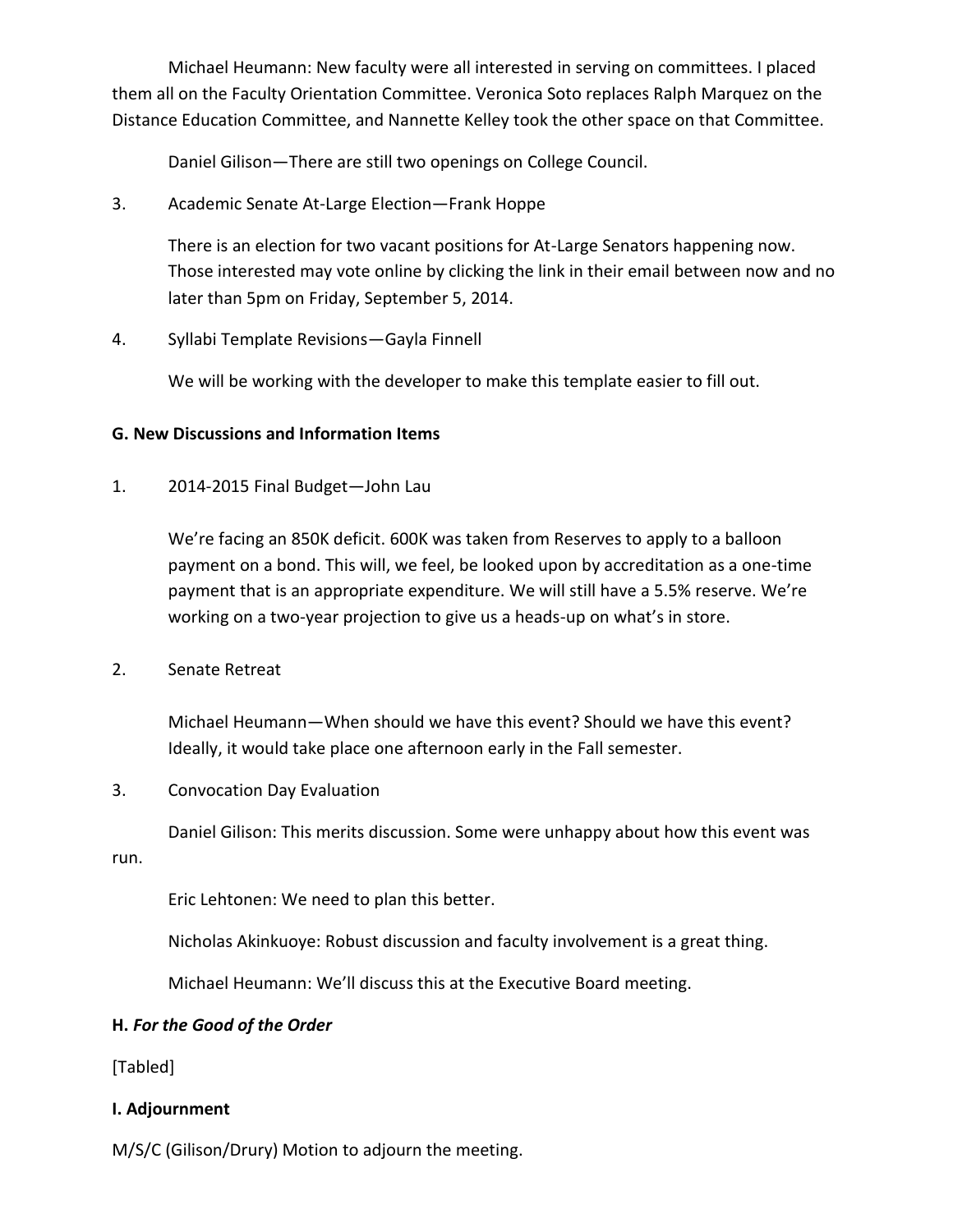Michael Heumann: New faculty were all interested in serving on committees. I placed them all on the Faculty Orientation Committee. Veronica Soto replaces Ralph Marquez on the Distance Education Committee, and Nannette Kelley took the other space on that Committee.

Daniel Gilison—There are still two openings on College Council.

3. Academic Senate At-Large Election—Frank Hoppe

   There is an election for two vacant positions for At-Large Senators happening now. Those interested may vote online by clicking the link in their email between now and no later than 5pm on Friday, September 5, 2014.

4. Syllabi Template Revisions—Gayla Finnell

   We will be working with the developer to make this template easier to fill out.

**G. New Discussions and Information Items**

1. 2014-2015 Final Budget—John Lau

   We're facing an 850K deficit. 600K was taken from Reserves to apply to a balloon payment on a bond. This will, we feel, be looked upon by accreditation as a one-time payment that is an appropriate expenditure. We will still have a 5.5% reserve. We're working on a two-year projection to give us a heads-up on what's in store.

2. Senate Retreat

   Michael Heumann—When should we have this event? Should we have this event? Ideally, it would take place one afternoon early in the Fall semester.

3. Convocation Day Evaluation

   Daniel Gilison: This merits discussion. Some were unhappy about how this event was run.

   Eric Lehtonen: We need to plan this better.

   Nicholas Akinkuoye: Robust discussion and faculty involvement is a great thing.

   Michael Heumann: We'll discuss this at the Executive Board meeting.

**H. *For the Good of the Order***

[Tabled]

**I. Adjournment**

M/S/C (Gilison/Drury) Motion to adjourn the meeting.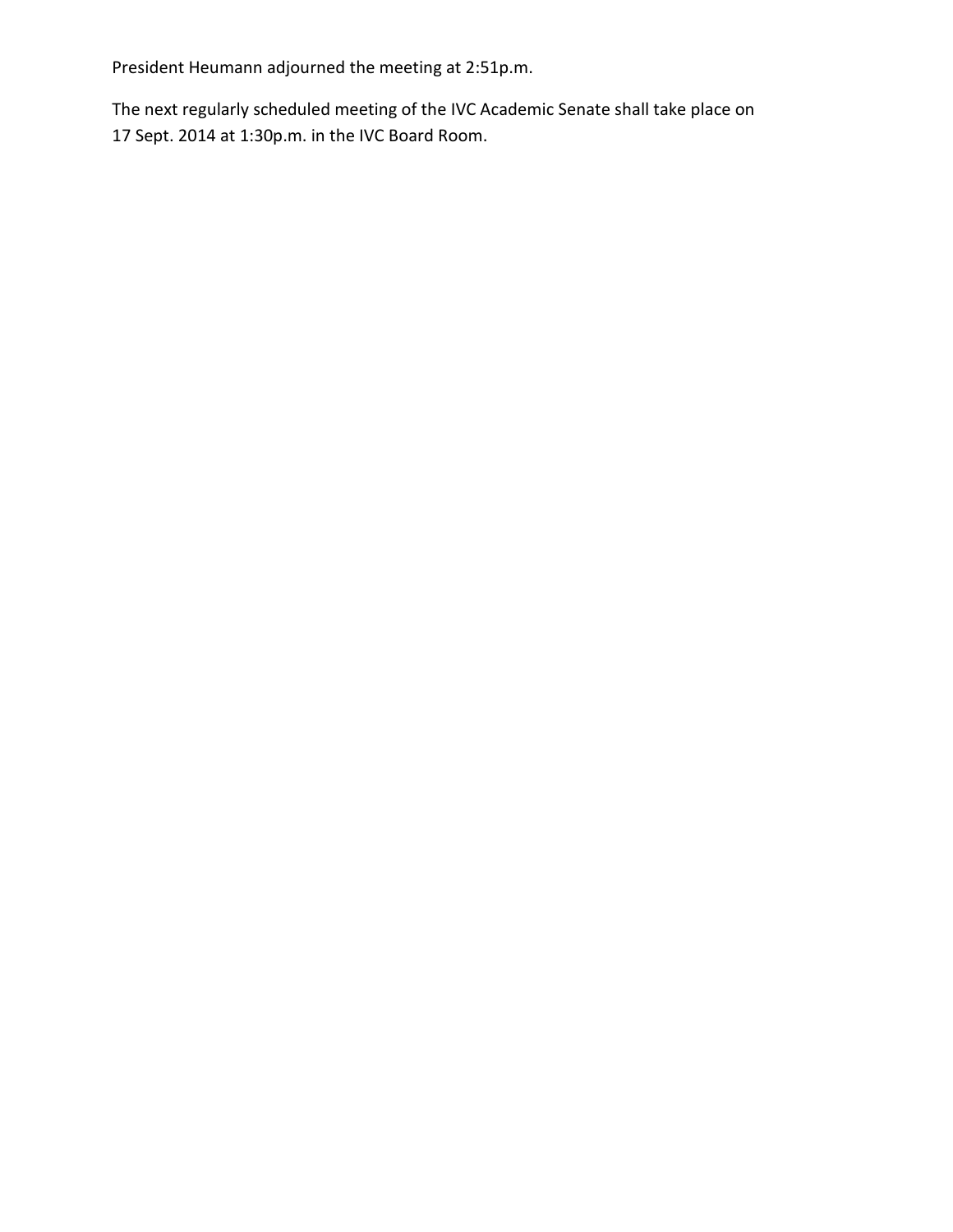President Heumann adjourned the meeting at 2:51p.m.

The next regularly scheduled meeting of the IVC Academic Senate shall take place on 17 Sept. 2014 at 1:30p.m. in the IVC Board Room.